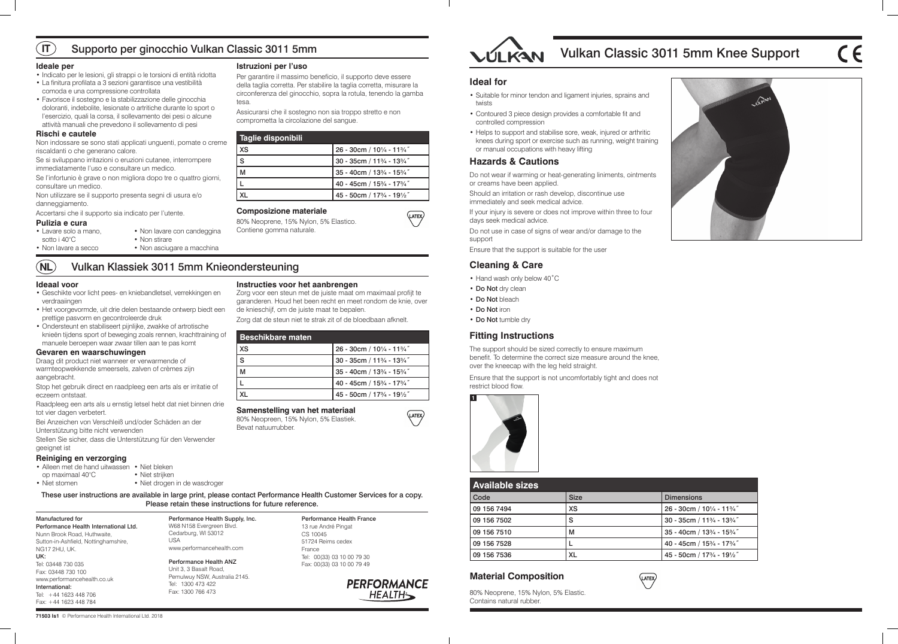# Vulkan Classic 3011 5mm Knee Support

## Ideal for

- Suitable for minor tendon and ligament injuries, sprains and twists
- Contoured 3 piece design provides a comfortable fit and controlled compression
- Helps to support and stabilise sore, weak, injured or arthritic knees during sport or exercise such as running, weight training or manual occupations with heavy lifting

## Hazards & Cautions

Do not wear if warming or heat-generating liniments, ointments or creams have been applied.

Should an irritation or rash develop, discontinue use immediately and seek medical advice.

If your injury is severe or does not improve within three to four days seek medical advice.

Do not use in case of signs of wear and/or damage to the support

Ensure that the support is suitable for the user

## Cleaning & Care

- Hand wash only below 40˚C
- **Do Not** dry clean
- **Do Not** bleach
- **Do Not** iron
- **Do Not** tumble dry

## Fitting Instructions

The support should be sized correctly to ensure maximum benefit. To determine the correct size measure around the knee, over the kneecap with the leg held straight.

Ensure that the support is not uncomfortably tight and does not restrict blood flow.

1

| Available sizes | | |
|---|---|---|
| Code | Size | Dimensions |
| 09 156 7494 | XS | 26 - 30cm / 10¼ - 11¾˝ |
| 09 156 7502 | S | 30 - 35cm / 11¾ - 13¾˝ |
| 09 156 7510 | M | 35 - 40cm / 13¾ - 15¾˝ |
| 09 156 7528 | L | 40 - 45cm / 15¾ - 17¾˝ |
| 09 156 7536 | XL | 45 - 50cm / 17¾ - 19½˝ |

## Material Composition

LATEX

80% Neoprene, 15% Nylon, 5% Elastic.
Contains natural rubber.

## (IT) Supporto per ginocchio Vulkan Classic 3011 5mm

### Ideale per

- Indicato per le lesioni, gli strappi o le torsioni di entità ridotta
- La finitura profilata a 3 sezioni garantisce una vestibilità comoda e una compressione controllata
- Favorisce il sostegno e la stabilizzazione delle ginocchia doloranti, indebolite, lesionate o artritiche durante lo sport o l'esercizio, quali la corsa, il sollevamento dei pesi o alcune attività manuali che prevedono il sollevamento di pesi

### Rischi e cautele

Non indossare se sono stati applicati unguenti, pomate o creme riscaldanti o che generano calore.

Se si sviluppano irritazioni o eruzioni cutanee, interrompere immediatamente l'uso e consultare un medico.

Se l'infortunio è grave o non migliora dopo tre o quattro giorni, consultare un medico.

Non utilizzare se il supporto presenta segni di usura e/o danneggiamento.

Accertarsi che il supporto sia indicato per l'utente.

### Pulizia e cura

- Lavare solo a mano, sotto i 40°C
- Non lavare a secco
- Non lavare con candeggina
- Non stirare
- Non asciugare a macchina

### Istruzioni per l'uso

Per garantire il massimo beneficio, il supporto deve essere della taglia corretta. Per stabilire la taglia corretta, misurare la circonferenza del ginocchio, sopra la rotula, tenendo la gamba tesa.

Assicurarsi che il sostegno non sia troppo stretto e non comprometta la circolazione del sangue.

| Taglie disponibili | |
|---|---|
| XS | 26 - 30cm / 10¼ - 11¾˝ |
| S | 30 - 35cm / 11¾ - 13¾˝ |
| M | 35 - 40cm / 13¾ - 15¾˝ |
| L | 40 - 45cm / 15¾ - 17¾˝ |
| XL | 45 - 50cm / 17¾ - 19½˝ |

### Composizione materiale

80% Neoprene, 15% Nylon, 5% Elastico.
Contiene gomma naturale.

LATEX

## (NL) Vulkan Klassiek 3011 5mm Knieondersteuning

### Ideaal voor

- Geschikte voor licht pees- en kniebandletsel, verrekkingen en verdraaiingen
- Het voorgevormde, uit drie delen bestaande ontwerp biedt een prettige pasvorm en gecontroleerde druk
- Ondersteunt en stabiliseert pijnlijke, zwakke of artrotische knieën tijdens sport of beweging zoals rennen, krachttraining of manuele beroepen waar zwaar tillen aan te pas komt

### Gevaren en waarschuwingen

Draag dit product niet wanneer er verwarmende of warmteopwekkende smeersels, zalven of crèmes zijn aangebracht.

Stop het gebruik direct en raadpleeg een arts als er irritatie of eczeem ontstaat.

Raadpleeg een arts als u ernstig letsel hebt dat niet binnen drie tot vier dagen verbetert.

Bei Anzeichen von Verschleiß und/oder Schäden an der Unterstützung bitte nicht verwenden

Stellen Sie sicher, dass die Unterstützung für den Verwender geeignet ist

### Reiniging en verzorging

- Alleen met de hand uitwassen op maximaal 40°C
- Niet stomen
- Niet bleken
- Niet strijken
- Niet drogen in de wasdroger

### Instructies voor het aanbrengen

Zorg voor een steun met de juiste maat om maximaal profijt te garanderen. Houd het been recht en meet rondom de knie, over de knieschijf, om de juiste maat te bepalen.

Zorg dat de steun niet te strak zit of de bloedbaan afknelt.

| Beschikbare maten | |
|---|---|
| XS | 26 - 30cm / 10¼ - 11¾˝ |
| S | 30 - 35cm / 11¾ - 13¾˝ |
| M | 35 - 40cm / 13¾ - 15¾˝ |
| L | 40 - 45cm / 15¾ - 17¾˝ |
| XL | 45 - 50cm / 17¾ - 19½˝ |

### Samenstelling van het materiaal

80% Neopreen, 15% Nylon, 5% Elastiek.
Bevat natuurrubber.

LATEX

These user instructions are available in large print, please contact Performance Health Customer Services for a copy.
Please retain these instructions for future reference.

Manufactured for
**Performance Health International Ltd.**
Nunn Brook Road, Huthwaite,
Sutton-in-Ashfield, Nottinghamshire,
NG17 2HU, UK.
**UK:**
Tel: 03448 730 035
Fax: 03448 730 100
www.performancehealth.co.uk
**International:**
Tel: +44 1623 448 706
Fax: +44 1623 448 784

**Performance Health Supply, Inc.**
W68 N158 Evergreen Blvd.
Cedarburg, WI 53012
USA
www.performancehealth.com

**Performance Health ANZ**
Unit 3, 3 Basalt Road,
Pemulwuy NSW, Australia 2145.
Tel: 1300 473 422
Fax: 1300 766 473

**Performance Health France**
13 rue André Pingat
CS 10045
51724 Reims cedex
France
Tel: 00(33) 03 10 00 79 30
Fax: 00(33) 03 10 00 79 49

PERFORMANCE HEALTH

**71503 Is1** © Performance Health International Ltd. 2018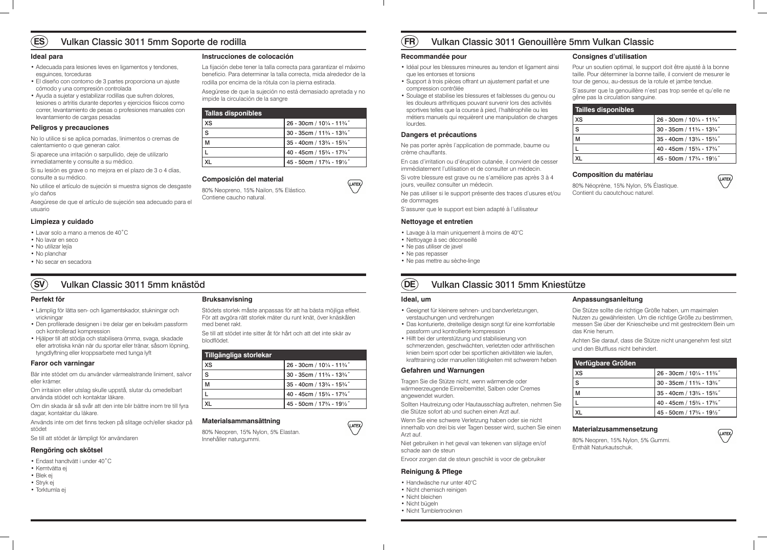## ES Vulkan Classic 3011 5mm Soporte de rodilla

### Ideal para

- Adecuada para lesiones leves en ligamentos y tendones, esguinces, torceduras
- El diseño con contorno de 3 partes proporciona un ajuste cómodo y una compresión controlada
- Ayuda a sujetar y estabilizar rodillas que sufren dolores, lesiones o artritis durante deportes y ejercicios físicos como correr, levantamiento de pesas o profesiones manuales con levantamiento de cargas pesadas

### Peligros y precauciones

No lo utilice si se aplica pomadas, linimentos o cremas de calentamiento o que generan calor.

Si aparece una irritación o sarpullido, deje de utilizarlo inmediatamente y consulte a su médico.

Si su lesión es grave o no mejora en el plazo de 3 o 4 días, consulte a su médico.

No utilice el artículo de sujeción si muestra signos de desgaste y/o daños

Asegúrese de que el artículo de sujeción sea adecuado para el usuario

### Limpieza y cuidado

- Lavar solo a mano a menos de 40˚C
- No lavar en seco
- No utilizar lejía
- No planchar
- No secar en secadora

### Instrucciones de colocación

La fijación debe tener la talla correcta para garantizar el máximo beneficio. Para determinar la talla correcta, mida alrededor de la rodilla por encima de la rótula con la pierna estirada.

Asegúrese de que la sujeción no está demasiado apretada y no impide la circulación de la sangre

| Tallas disponibles | |
|---|---|
| XS | 26 - 30cm / 10¼ - 11¾˝ |
| S | 30 - 35cm / 11¾ - 13¾˝ |
| M | 35 - 40cm / 13¾ - 15¾˝ |
| L | 40 - 45cm / 15¾ - 17¾˝ |
| XL | 45 - 50cm / 17¾ - 19½˝ |

### Composición del material

80% Neopreno, 15% Nailon, 5% Elástico.
Contiene caucho natural.

LATEX

## FR Vulkan Classic 3011 Genouillère 5mm Vulkan Classic

### Recommandée pour

- Idéal pour les blessures mineures au tendon et ligament ainsi que les entorses et torsions
- Support à trois pièces offrant un ajustement parfait et une compression contrôlée
- Soulage et stabilise les blessures et faiblesses du genou ou les douleurs arthritiques pouvant survenir lors des activités sportives telles que la course à pied, l'haltérophilie ou les métiers manuels qui requièrent une manipulation de charges lourdes.

### Dangers et précautions

Ne pas porter après l'application de pommade, baume ou crème chauffants.

En cas d'irritation ou d'éruption cutanée, il convient de cesser immédiatement l'utilisation et de consulter un médecin.

Si votre blessure est grave ou ne s'améliore pas après 3 à 4 jours, veuillez consulter un médecin.

Ne pas utiliser si le support présente des traces d'usures et/ou de dommages

S'assurer que le support est bien adapté à l'utilisateur

### Nettoyage et entretien

- Lavage à la main uniquement à moins de 40°C
- Nettoyage à sec déconseillé
- Ne pas utiliser de javel
- Ne pas repasser
- Ne pas mettre au sèche-linge

### Consignes d'utilisation

Pour un soutien optimal, le support doit être ajusté à la bonne taille. Pour déterminer la bonne taille, il convient de mesurer le tour de genou, au-dessus de la rotule et jambe tendue.

S'assurer que la genouillère n'est pas trop serrée et qu'elle ne gêne pas la circulation sanguine.

| Tailles disponibles | |
|---|---|
| XS | 26 - 30cm / 10¼ - 11¾˝ |
| S | 30 - 35cm / 11¾ - 13¾˝ |
| M | 35 - 40cm / 13¾ - 15¾˝ |
| L | 40 - 45cm / 15¾ - 17¾˝ |
| XL | 45 - 50cm / 17¾ - 19½˝ |

### Composition du matériau

80% Néoprène, 15% Nylon, 5% Élastique.
Contient du caoutchouc naturel.

LATEX

## SV Vulkan Classic 3011 5mm knästöd

### Perfekt för

- Lämplig för lätta sen- och ligamentskador, stukningar och vrickningar
- Den profilerade designen i tre delar ger en bekväm passform och kontrollerad kompression
- Hjälper till att stödja och stabilisera ömma, svaga, skadade eller artrotiska knän när du sportar eller tränar, såsom löpning, tyngdlyftning eller kroppsarbete med tunga lyft

### Faror och varningar

Bär inte stödet om du använder värmealstrande liniment, salvor eller krämer.

Om irritaiion eller utslag skulle uppstå, slutar du omedelbart använda stödet och kontaktar läkare.

Om din skada är så svår att den inte blir bättre inom tre till fyra dagar, kontaktar du läkare.

Används inte om det finns tecken på slitage och/eller skador på stödet

Se till att stödet är lämpligt för användaren

### Rengöring och skötsel

- Endast handtvätt i under 40˚C
- Kemtvätta ej
- Blek ej
- Stryk ej
- Torktumla ej

### Bruksanvisning

Stödets storlek måste anpassas för att ha bästa möjliga effekt. För att avgöra rätt storlek mäter du runt knät, över knäskålen med benet rakt.

Se till att stödet inte sitter åt för hårt och att det inte skär av blodflödet.

| Tillgängliga storlekar | |
|---|---|
| XS | 26 - 30cm / 10¼ - 11¾˝ |
| S | 30 - 35cm / 11¾ - 13¾˝ |
| M | 35 - 40cm / 13¾ - 15¾˝ |
| L | 40 - 45cm / 15¾ - 17¾˝ |
| XL | 45 - 50cm / 17¾ - 19½˝ |

### Materialsammansättning

80% Neopren, 15% Nylon, 5% Elastan.
Innehåller naturgummi.

LATEX

## DE Vulkan Classic 3011 5mm Kniestütze

### Ideal, um

- Geeignet für kleinere sehnen- und bandverletzungen, verstauchungen und verdrehungen
- Das konturierte, dreiteilige design sorgt für eine komfortable passform und kontrollierte kompression
- Hilft bei der unterstützung und stabilisierung von schmerzenden, geschwächten, verletzten oder arthritischen knien beim sport oder bei sportlichen aktivitäten wie laufen, krafttraining oder manuellen tätigkeiten mit schwerem heben

### Gefahren und Warnungen

Tragen Sie die Stütze nicht, wenn wärmende oder wärmeerzeugende Einreibemittel, Salben oder Cremes angewendet wurden.

Sollten Hautreizung oder Hautausschlag auftreten, nehmen Sie die Stütze sofort ab und suchen einen Arzt auf.

Wenn Sie eine schwere Verletzung haben oder sie nicht innerhalb von drei bis vier Tagen besser wird, suchen Sie einen Arzt auf.

Niet gebruiken in het geval van tekenen van slijtage en/of schade aan de steun

Ervoor zorgen dat de steun geschikt is voor de gebruiker

### Reinigung & Pflege

- Handwäsche nur unter 40°C
- Nicht chemisch reinigen
- Nicht bleichen
- Nicht bügeln
- Nicht Tumblertrocknen

### Anpassungsanleitung

Die Stütze sollte die richtige Größe haben, um maximalen Nutzen zu gewährleisten. Um die richtige Größe zu bestimmen, messen Sie über der Kniescheibe und mit gestrecktem Bein um das Knie herum.

Achten Sie darauf, dass die Stütze nicht unangenehm fest sitzt und den Blutfluss nicht behindert.

| Verfügbare Größen | |
|---|---|
| XS | 26 - 30cm / 10¼ - 11¾˝ |
| S | 30 - 35cm / 11¾ - 13¾˝ |
| M | 35 - 40cm / 13¾ - 15¾˝ |
| L | 40 - 45cm / 15¾ - 17¾˝ |
| XL | 45 - 50cm / 17¾ - 19½˝ |

### Materialzusammensetzung

80% Neopren, 15% Nylon, 5% Gummi.
Enthält Naturkautschuk.

LATEX